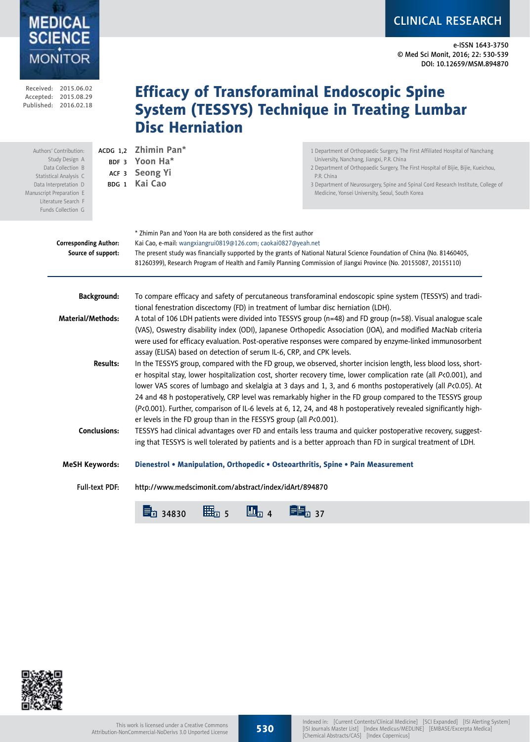# Efficacy of Transforaminal Endoscopic Spine System (TESSYS) Technique in Treating Lumbar Disc Herniation

Received: 2015.06.02
Accepted: 2015.08.29
Published: 2016.02.18

Authors' Contribution:
Study Design A
Data Collection B
Statistical Analysis C
Data Interpretation D
Manuscript Preparation E
Literature Search F
Funds Collection G

ACDG 1,2 **Zhimin Pan***
BDF 3 **Yoon Ha***
ACF 3 **Seong Yi**
BDG 1 **Kai Cao**

1 Department of Orthopaedic Surgery, The First Affiliated Hospital of Nanchang University, Nanchang, Jiangxi, P.R. China
2 Department of Orthopaedic Surgery, The First Hospital of Bijie, Bijie, Kueichou, P.R. China
3 Department of Neurosurgery, Spine and Spinal Cord Research Institute, College of Medicine, Yonsei University, Seoul, South Korea

\* Zhimin Pan and Yoon Ha are both considered as the first author

**Corresponding Author:** Kai Cao, e-mail: wangxiangrui0819@126.com; caokai0827@yeah.net

**Source of support:** The present study was financially supported by the grants of National Natural Science Foundation of China (No. 81460405, 81260399), Research Program of Health and Family Planning Commission of Jiangxi Province (No. 20155087, 20155110)

**Background:** To compare efficacy and safety of percutaneous transforaminal endoscopic spine system (TESSYS) and traditional fenestration discectomy (FD) in treatment of lumbar disc herniation (LDH).

**Material/Methods:** A total of 106 LDH patients were divided into TESSYS group (n=48) and FD group (n=58). Visual analogue scale (VAS), Oswestry disability index (ODI), Japanese Orthopedic Association (JOA), and modified MacNab criteria were used for efficacy evaluation. Post-operative responses were compared by enzyme-linked immunosorbent assay (ELISA) based on detection of serum IL-6, CRP, and CPK levels.

**Results:** In the TESSYS group, compared with the FD group, we observed, shorter incision length, less blood loss, shorter hospital stay, lower hospitalization cost, shorter recovery time, lower complication rate (all $P<0.001$), and lower VAS scores of lumbago and skelalgia at 3 days and 1, 3, and 6 months postoperatively (all $P<0.05$). At 24 and 48 h postoperatively, CRP level was remarkably higher in the FD group compared to the TESSYS group ($P<0.001$). Further, comparison of IL-6 levels at 6, 12, 24, and 48 h postoperatively revealed significantly higher levels in the FD group than in the FESSYS group (all $P<0.001$).

**Conclusions:** TESSYS had clinical advantages over FD and entails less trauma and quicker postoperative recovery, suggesting that TESSYS is well tolerated by patients and is a better approach than FD in surgical treatment of LDH.

**MeSH Keywords:** Dienestrol • Manipulation, Orthopedic • Osteoarthritis, Spine • Pain Measurement

**Full-text PDF:** http://www.medscimonit.com/abstract/index/idArt/894870

34830 5 4 37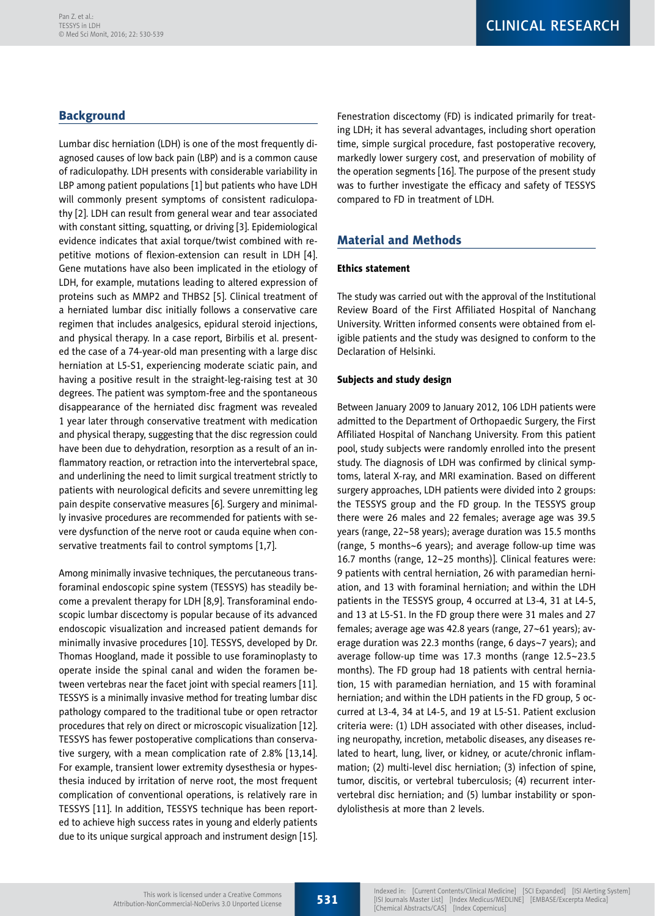## Background

Lumbar disc herniation (LDH) is one of the most frequently diagnosed causes of low back pain (LBP) and is a common cause of radiculopathy. LDH presents with considerable variability in LBP among patient populations [1] but patients who have LDH will commonly present symptoms of consistent radiculopathy [2]. LDH can result from general wear and tear associated with constant sitting, squatting, or driving [3]. Epidemiological evidence indicates that axial torque/twist combined with repetitive motions of flexion-extension can result in LDH [4]. Gene mutations have also been implicated in the etiology of LDH, for example, mutations leading to altered expression of proteins such as MMP2 and THBS2 [5]. Clinical treatment of a herniated lumbar disc initially follows a conservative care regimen that includes analgesics, epidural steroid injections, and physical therapy. In a case report, Birbilis et al. presented the case of a 74-year-old man presenting with a large disc herniation at L5-S1, experiencing moderate sciatic pain, and having a positive result in the straight-leg-raising test at 30 degrees. The patient was symptom-free and the spontaneous disappearance of the herniated disc fragment was revealed 1 year later through conservative treatment with medication and physical therapy, suggesting that the disc regression could have been due to dehydration, resorption as a result of an inflammatory reaction, or retraction into the intervertebral space, and underlining the need to limit surgical treatment strictly to patients with neurological deficits and severe unremitting leg pain despite conservative measures [6]. Surgery and minimally invasive procedures are recommended for patients with severe dysfunction of the nerve root or cauda equine when conservative treatments fail to control symptoms [1,7].

Among minimally invasive techniques, the percutaneous transforaminal endoscopic spine system (TESSYS) has steadily become a prevalent therapy for LDH [8,9]. Transforaminal endoscopic lumbar discectomy is popular because of its advanced endoscopic visualization and increased patient demands for minimally invasive procedures [10]. TESSYS, developed by Dr. Thomas Hoogland, made it possible to use foraminoplasty to operate inside the spinal canal and widen the foramen between vertebras near the facet joint with special reamers [11]. TESSYS is a minimally invasive method for treating lumbar disc pathology compared to the traditional tube or open retractor procedures that rely on direct or microscopic visualization [12]. TESSYS has fewer postoperative complications than conservative surgery, with a mean complication rate of 2.8% [13,14]. For example, transient lower extremity dysesthesia or hypesthesia induced by irritation of nerve root, the most frequent complication of conventional operations, is relatively rare in TESSYS [11]. In addition, TESSYS technique has been reported to achieve high success rates in young and elderly patients due to its unique surgical approach and instrument design [15].

Fenestration discectomy (FD) is indicated primarily for treating LDH; it has several advantages, including short operation time, simple surgical procedure, fast postoperative recovery, markedly lower surgery cost, and preservation of mobility of the operation segments [16]. The purpose of the present study was to further investigate the efficacy and safety of TESSYS compared to FD in treatment of LDH.

## Material and Methods

### Ethics statement

The study was carried out with the approval of the Institutional Review Board of the First Affiliated Hospital of Nanchang University. Written informed consents were obtained from eligible patients and the study was designed to conform to the Declaration of Helsinki.

### Subjects and study design

Between January 2009 to January 2012, 106 LDH patients were admitted to the Department of Orthopaedic Surgery, the First Affiliated Hospital of Nanchang University. From this patient pool, study subjects were randomly enrolled into the present study. The diagnosis of LDH was confirmed by clinical symptoms, lateral X-ray, and MRI examination. Based on different surgery approaches, LDH patients were divided into 2 groups: the TESSYS group and the FD group. In the TESSYS group there were 26 males and 22 females; average age was 39.5 years (range, 22~58 years); average duration was 15.5 months (range, 5 months~6 years); and average follow-up time was 16.7 months (range, 12~25 months)]. Clinical features were: 9 patients with central herniation, 26 with paramedian herniation, and 13 with foraminal herniation; and within the LDH patients in the TESSYS group, 4 occurred at L3-4, 31 at L4-5, and 13 at L5-S1. In the FD group there were 31 males and 27 females; average age was 42.8 years (range, 27~61 years); average duration was 22.3 months (range, 6 days~7 years); and average follow-up time was 17.3 months (range 12.5~23.5 months). The FD group had 18 patients with central herniation, 15 with paramedian herniation, and 15 with foraminal herniation; and within the LDH patients in the FD group, 5 occurred at L3-4, 34 at L4-5, and 19 at L5-S1. Patient exclusion criteria were: (1) LDH associated with other diseases, including neuropathy, incretion, metabolic diseases, any diseases related to heart, lung, liver, or kidney, or acute/chronic inflammation; (2) multi-level disc herniation; (3) infection of spine, tumor, discitis, or vertebral tuberculosis; (4) recurrent intervertebral disc herniation; and (5) lumbar instability or spondylolisthesis at more than 2 levels.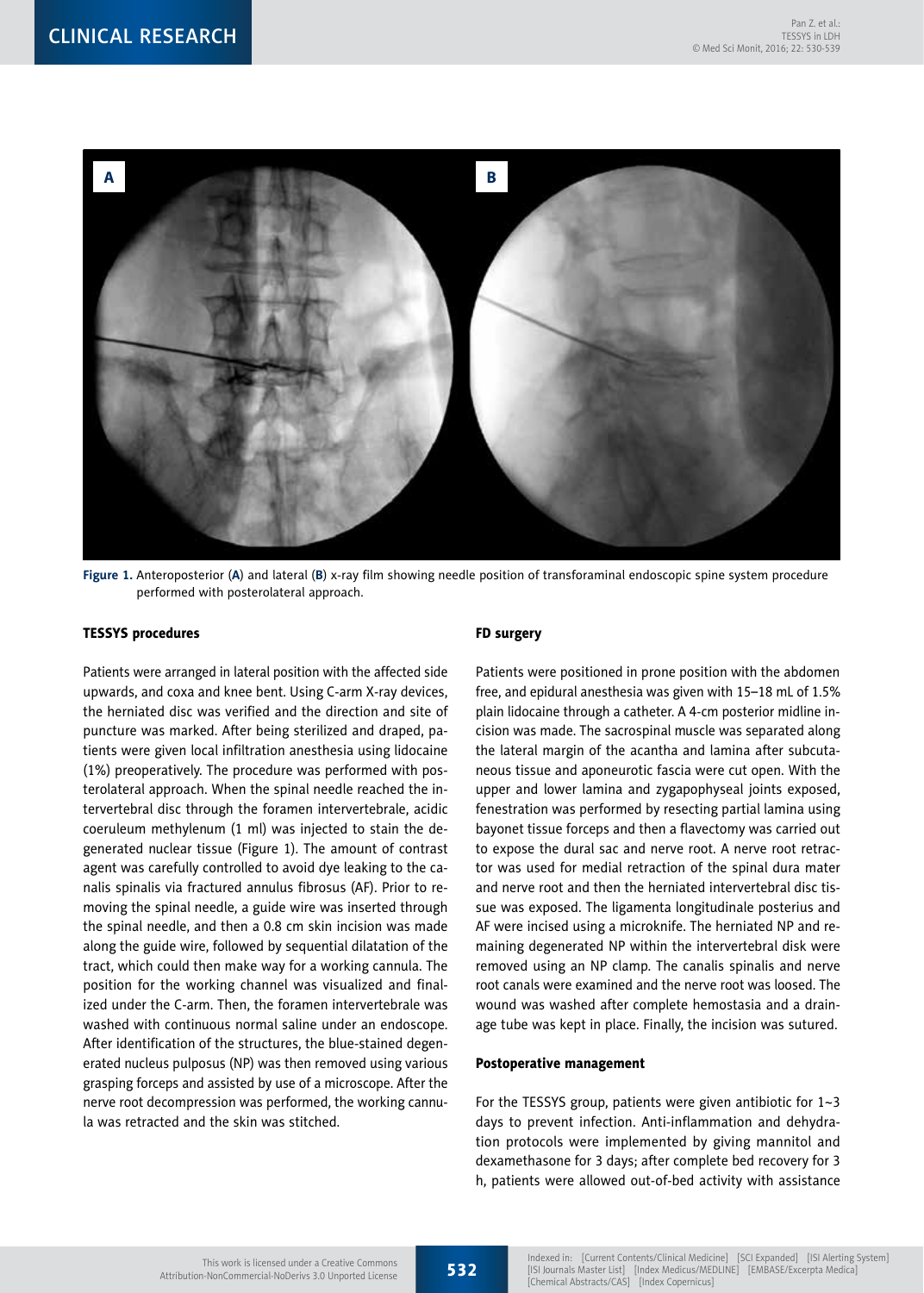Figure 1. Anteroposterior (A) and lateral (B) x-ray film showing needle position of transforaminal endoscopic spine system procedure performed with posterolateral approach.

### TESSYS procedures

Patients were arranged in lateral position with the affected side upwards, and coxa and knee bent. Using C-arm X-ray devices, the herniated disc was verified and the direction and site of puncture was marked. After being sterilized and draped, patients were given local infiltration anesthesia using lidocaine (1%) preoperatively. The procedure was performed with posterolateral approach. When the spinal needle reached the intervertebral disc through the foramen intervertebrale, acidic coeruleum methylenum (1 ml) was injected to stain the degenerated nuclear tissue (Figure 1). The amount of contrast agent was carefully controlled to avoid dye leaking to the canalis spinalis via fractured annulus fibrosus (AF). Prior to removing the spinal needle, a guide wire was inserted through the spinal needle, and then a 0.8 cm skin incision was made along the guide wire, followed by sequential dilatation of the tract, which could then make way for a working cannula. The position for the working channel was visualized and finalized under the C-arm. Then, the foramen intervertebrale was washed with continuous normal saline under an endoscope. After identification of the structures, the blue-stained degenerated nucleus pulposus (NP) was then removed using various grasping forceps and assisted by use of a microscope. After the nerve root decompression was performed, the working cannula was retracted and the skin was stitched.

### FD surgery

Patients were positioned in prone position with the abdomen free, and epidural anesthesia was given with 15–18 mL of 1.5% plain lidocaine through a catheter. A 4-cm posterior midline incision was made. The sacrospinal muscle was separated along the lateral margin of the acantha and lamina after subcutaneous tissue and aponeurotic fascia were cut open. With the upper and lower lamina and zygapophyseal joints exposed, fenestration was performed by resecting partial lamina using bayonet tissue forceps and then a flavectomy was carried out to expose the dural sac and nerve root. A nerve root retractor was used for medial retraction of the spinal dura mater and nerve root and then the herniated intervertebral disc tissue was exposed. The ligamenta longitudinale posterius and AF were incised using a microknife. The herniated NP and remaining degenerated NP within the intervertebral disk were removed using an NP clamp. The canalis spinalis and nerve root canals were examined and the nerve root was loosed. The wound was washed after complete hemostasia and a drainage tube was kept in place. Finally, the incision was sutured.

### Postoperative management

For the TESSYS group, patients were given antibiotic for 1~3 days to prevent infection. Anti-inflammation and dehydration protocols were implemented by giving mannitol and dexamethasone for 3 days; after complete bed recovery for 3 h, patients were allowed out-of-bed activity with assistance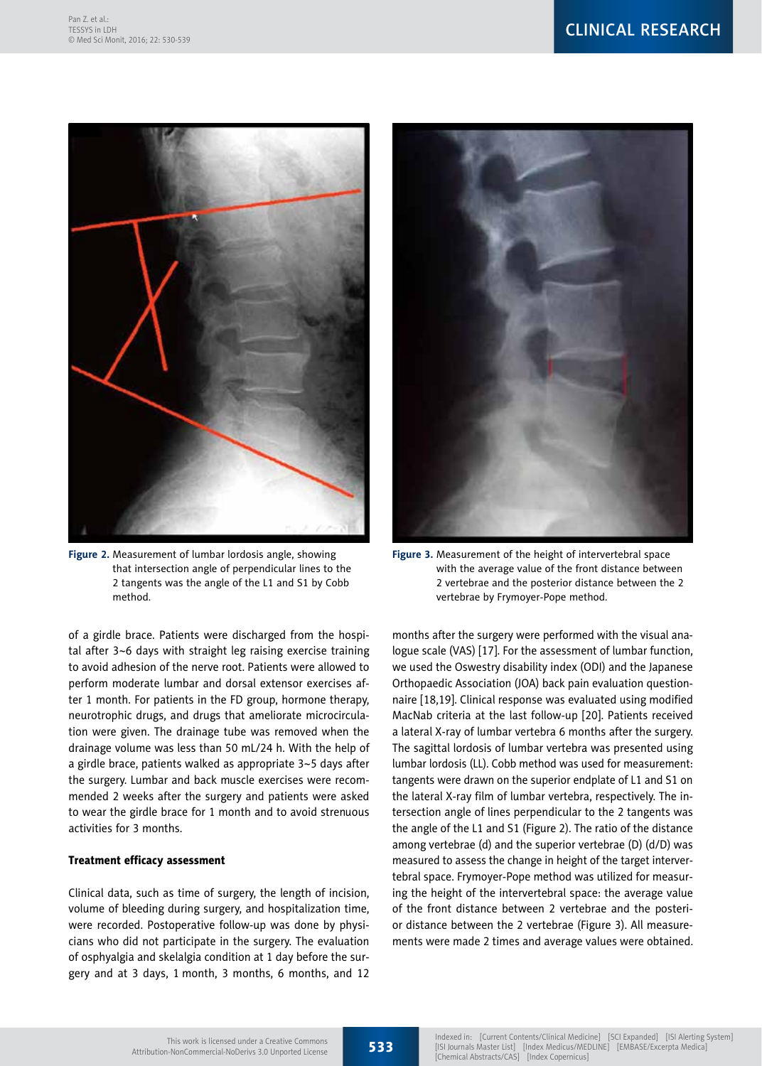Figure 2. Measurement of lumbar lordosis angle, showing that intersection angle of perpendicular lines to the 2 tangents was the angle of the L1 and S1 by Cobb method.

Figure 3. Measurement of the height of intervertebral space with the average value of the front distance between 2 vertebrae and the posterior distance between the 2 vertebrae by Frymoyer-Pope method.

of a girdle brace. Patients were discharged from the hospital after 3~6 days with straight leg raising exercise training to avoid adhesion of the nerve root. Patients were allowed to perform moderate lumbar and dorsal extensor exercises after 1 month. For patients in the FD group, hormone therapy, neurotrophic drugs, and drugs that ameliorate microcirculation were given. The drainage tube was removed when the drainage volume was less than 50 mL/24 h. With the help of a girdle brace, patients walked as appropriate 3~5 days after the surgery. Lumbar and back muscle exercises were recommended 2 weeks after the surgery and patients were asked to wear the girdle brace for 1 month and to avoid strenuous activities for 3 months.

### Treatment efficacy assessment

Clinical data, such as time of surgery, the length of incision, volume of bleeding during surgery, and hospitalization time, were recorded. Postoperative follow-up was done by physicians who did not participate in the surgery. The evaluation of osphyalgia and skelalgia condition at 1 day before the surgery and at 3 days, 1 month, 3 months, 6 months, and 12 months after the surgery were performed with the visual analogue scale (VAS) [17]. For the assessment of lumbar function, we used the Oswestry disability index (ODI) and the Japanese Orthopaedic Association (JOA) back pain evaluation questionnaire [18,19]. Clinical response was evaluated using modified MacNab criteria at the last follow-up [20]. Patients received a lateral X-ray of lumbar vertebra 6 months after the surgery. The sagittal lordosis of lumbar vertebra was presented using lumbar lordosis (LL). Cobb method was used for measurement: tangents were drawn on the superior endplate of L1 and S1 on the lateral X-ray film of lumbar vertebra, respectively. The intersection angle of lines perpendicular to the 2 tangents was the angle of the L1 and S1 (Figure 2). The ratio of the distance among vertebrae (d) and the superior vertebrae (D) (d/D) was measured to assess the change in height of the target intervertebral space. Frymoyer-Pope method was utilized for measuring the height of the intervertebral space: the average value of the front distance between 2 vertebrae and the posterior distance between the 2 vertebrae (Figure 3). All measurements were made 2 times and average values were obtained.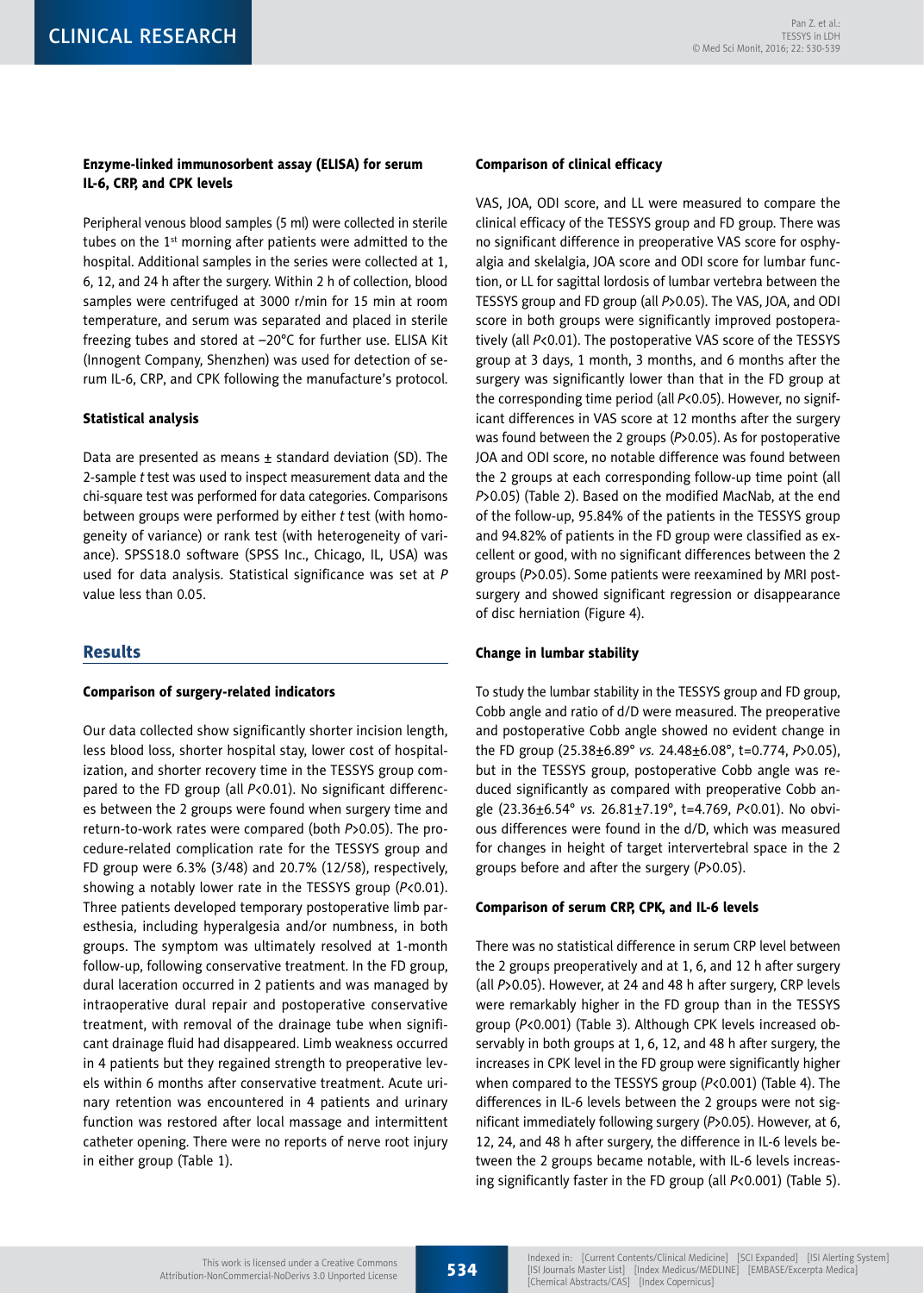### Enzyme-linked immunosorbent assay (ELISA) for serum IL-6, CRP, and CPK levels

Peripheral venous blood samples (5 ml) were collected in sterile tubes on the 1st morning after patients were admitted to the hospital. Additional samples in the series were collected at 1, 6, 12, and 24 h after the surgery. Within 2 h of collection, blood samples were centrifuged at 3000 r/min for 15 min at room temperature, and serum was separated and placed in sterile freezing tubes and stored at –20°C for further use. ELISA Kit (Innogent Company, Shenzhen) was used for detection of serum IL-6, CRP, and CPK following the manufacture's protocol.

### Statistical analysis

Data are presented as means ± standard deviation (SD). The 2-sample *t* test was used to inspect measurement data and the chi-square test was performed for data categories. Comparisons between groups were performed by either *t* test (with homogeneity of variance) or rank test (with heterogeneity of variance). SPSS18.0 software (SPSS Inc., Chicago, IL, USA) was used for data analysis. Statistical significance was set at *P* value less than 0.05.

## Results

### Comparison of surgery-related indicators

Our data collected show significantly shorter incision length, less blood loss, shorter hospital stay, lower cost of hospitalization, and shorter recovery time in the TESSYS group compared to the FD group (all $P<0.01$). No significant differences between the 2 groups were found when surgery time and return-to-work rates were compared (both $P>0.05$). The procedure-related complication rate for the TESSYS group and FD group were 6.3% (3/48) and 20.7% (12/58), respectively, showing a notably lower rate in the TESSYS group ($P<0.01$). Three patients developed temporary postoperative limb paresthesia, including hyperalgesia and/or numbness, in both groups. The symptom was ultimately resolved at 1-month follow-up, following conservative treatment. In the FD group, dural laceration occurred in 2 patients and was managed by intraoperative dural repair and postoperative conservative treatment, with removal of the drainage tube when significant drainage fluid had disappeared. Limb weakness occurred in 4 patients but they regained strength to preoperative levels within 6 months after conservative treatment. Acute urinary retention was encountered in 4 patients and urinary function was restored after local massage and intermittent catheter opening. There were no reports of nerve root injury in either group (Table 1).

### Comparison of clinical efficacy

VAS, JOA, ODI score, and LL were measured to compare the clinical efficacy of the TESSYS group and FD group. There was no significant difference in preoperative VAS score for osphyalgia and skelalgia, JOA score and ODI score for lumbar function, or LL for sagittal lordosis of lumbar vertebra between the TESSYS group and FD group (all $P>0.05$). The VAS, JOA, and ODI score in both groups were significantly improved postoperatively (all $P<0.01$). The postoperative VAS score of the TESSYS group at 3 days, 1 month, 3 months, and 6 months after the surgery was significantly lower than that in the FD group at the corresponding time period (all $P<0.05$). However, no significant differences in VAS score at 12 months after the surgery was found between the 2 groups ($P>0.05$). As for postoperative JOA and ODI score, no notable difference was found between the 2 groups at each corresponding follow-up time point (all $P>0.05$) (Table 2). Based on the modified MacNab, at the end of the follow-up, 95.84% of the patients in the TESSYS group and 94.82% of patients in the FD group were classified as excellent or good, with no significant differences between the 2 groups ($P>0.05$). Some patients were reexamined by MRI post-surgery and showed significant regression or disappearance of disc herniation (Figure 4).

### Change in lumbar stability

To study the lumbar stability in the TESSYS group and FD group, Cobb angle and ratio of d/D were measured. The preoperative and postoperative Cobb angle showed no evident change in the FD group (25.38±6.89° *vs.* 24.48±6.08°, t=0.774, $P>0.05$), but in the TESSYS group, postoperative Cobb angle was reduced significantly as compared with preoperative Cobb angle (23.36±6.54° *vs.* 26.81±7.19°, t=4.769, $P<0.01$). No obvious differences were found in the d/D, which was measured for changes in height of target intervertebral space in the 2 groups before and after the surgery ($P>0.05$).

### Comparison of serum CRP, CPK, and IL-6 levels

There was no statistical difference in serum CRP level between the 2 groups preoperatively and at 1, 6, and 12 h after surgery (all $P>0.05$). However, at 24 and 48 h after surgery, CRP levels were remarkably higher in the FD group than in the TESSYS group ($P<0.001$) (Table 3). Although CPK levels increased observably in both groups at 1, 6, 12, and 48 h after surgery, the increases in CPK level in the FD group were significantly higher when compared to the TESSYS group ($P<0.001$) (Table 4). The differences in IL-6 levels between the 2 groups were not significant immediately following surgery ($P>0.05$). However, at 6, 12, 24, and 48 h after surgery, the difference in IL-6 levels between the 2 groups became notable, with IL-6 levels increasing significantly faster in the FD group (all $P<0.001$) (Table 5).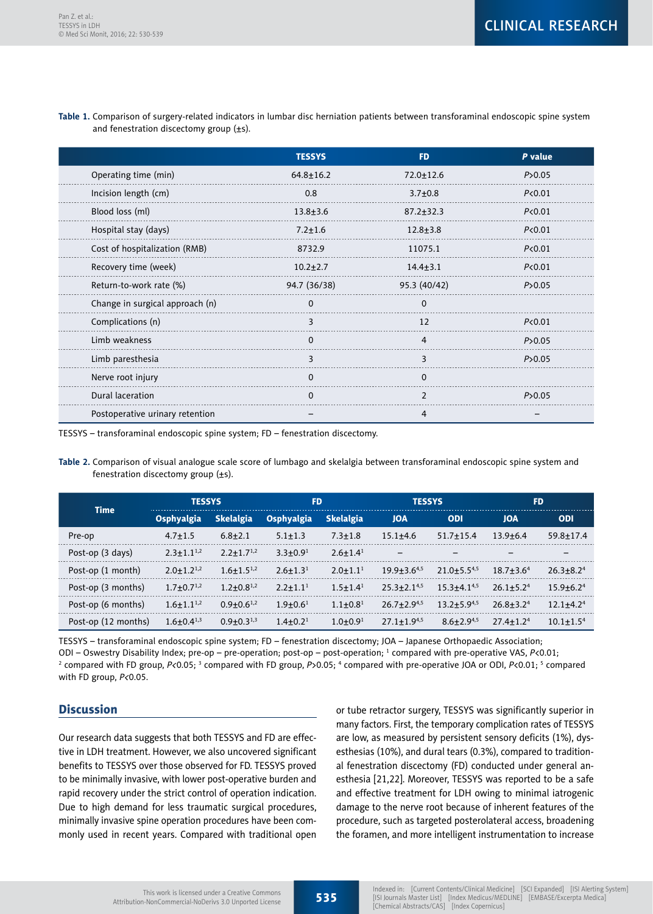**Table 1.** Comparison of surgery-related indicators in lumbar disc herniation patients between transforaminal endoscopic spine system and fenestration discectomy group (±s).

| | TESSYS | FD | *P* value |
|---|---|---|---|
| Operating time (min) | 64.8±16.2 | 72.0±12.6 | *P*>0.05 |
| Incision length (cm) | 0.8 | 3.7±0.8 | *P*<0.01 |
| Blood loss (ml) | 13.8±3.6 | 87.2±32.3 | *P*<0.01 |
| Hospital stay (days) | 7.2±1.6 | 12.8±3.8 | *P*<0.01 |
| Cost of hospitalization (RMB) | 8732.9 | 11075.1 | *P*<0.01 |
| Recovery time (week) | 10.2±2.7 | 14.4±3.1 | *P*<0.01 |
| Return-to-work rate (%) | 94.7 (36/38) | 95.3 (40/42) | *P*>0.05 |
| Change in surgical approach (n) | 0 | 0 | |
| Complications (n) | 3 | 12 | *P*<0.01 |
| Limb weakness | 0 | 4 | *P*>0.05 |
| Limb paresthesia | 3 | 3 | *P*>0.05 |
| Nerve root injury | 0 | 0 | |
| Dural laceration | 0 | 2 | *P*>0.05 |
| Postoperative urinary retention | – | 4 | – |

TESSYS – transforaminal endoscopic spine system; FD – fenestration discectomy.

**Table 2.** Comparison of visual analogue scale score of lumbago and skelalgia between transforaminal endoscopic spine system and fenestration discectomy group (±s).

| Time | TESSYS | | FD | | TESSYS | | FD | |
|---|---|---|---|---|---|---|---|---|
| | Osphyalgia | Skelalgia | Osphyalgia | Skelalgia | JOA | ODI | JOA | ODI |
| Pre-op | 4.7±1.5 | 6.8±2.1 | 5.1±1.3 | 7.3±1.8 | 15.1±4.6 | 51.7±15.4 | 13.9±6.4 | 59.8±17.4 |
| Post-op (3 days) | 2.3±1.1[1,2] | 2.2±1.7[1,2] | 3.3±0.9[1] | 2.6±1.4[1] | – | – | – | – |
| Post-op (1 month) | 2.0±1.2[1,2] | 1.6±1.5[1,2] | 2.6±1.3[1] | 2.0±1.1[1] | 19.9±3.6[4,5] | 21.0±5.5[4,5] | 18.7±3.6[4] | 26.3±8.2[4] |
| Post-op (3 months) | 1.7±0.7[1,2] | 1.2±0.8[1,2] | 2.2±1.1[1] | 1.5±1.4[1] | 25.3±2.1[4,5] | 15.3±4.1[4,5] | 26.1±5.2[4] | 15.9±6.2[4] |
| Post-op (6 months) | 1.6±1.1[1,2] | 0.9±0.6[1,2] | 1.9±0.6[1] | 1.1±0.8[1] | 26.7±2.9[4,5] | 13.2±5.9[4,5] | 26.8±3.2[4] | 12.1±4.2[4] |
| Post-op (12 months) | 1.6±0.4[1,3] | 0.9±0.3[1,3] | 1.4±0.2[1] | 1.0±0.9[1] | 27.1±1.9[4,5] | 8.6±2.9[4,5] | 27.4±1.2[4] | 10.1±1.5[4] |

TESSYS – transforaminal endoscopic spine system; FD – fenestration discectomy; JOA – Japanese Orthopaedic Association; ODI – Oswestry Disability Index; pre-op – pre-operation; post-op – post-operation; [1] compared with pre-operative VAS, *P*<0.01; [2] compared with FD group, *P*<0.05; [3] compared with FD group, *P*>0.05; [4] compared with pre-operative JOA or ODI, *P*<0.01; [5] compared with FD group, *P*<0.05.

## Discussion

Our research data suggests that both TESSYS and FD are effective in LDH treatment. However, we also uncovered significant benefits to TESSYS over those observed for FD. TESSYS proved to be minimally invasive, with lower post-operative burden and rapid recovery under the strict control of operation indication. Due to high demand for less traumatic surgical procedures, minimally invasive spine operation procedures have been commonly used in recent years. Compared with traditional open or tube retractor surgery, TESSYS was significantly superior in many factors. First, the temporary complication rates of TESSYS are low, as measured by persistent sensory deficits (1%), dysesthesias (10%), and dural tears (0.3%), compared to traditional fenestration discectomy (FD) conducted under general anesthesia [21,22]. Moreover, TESSYS was reported to be a safe and effective treatment for LDH owing to minimal iatrogenic damage to the nerve root because of inherent features of the procedure, such as targeted posterolateral access, broadening the foramen, and more intelligent instrumentation to increase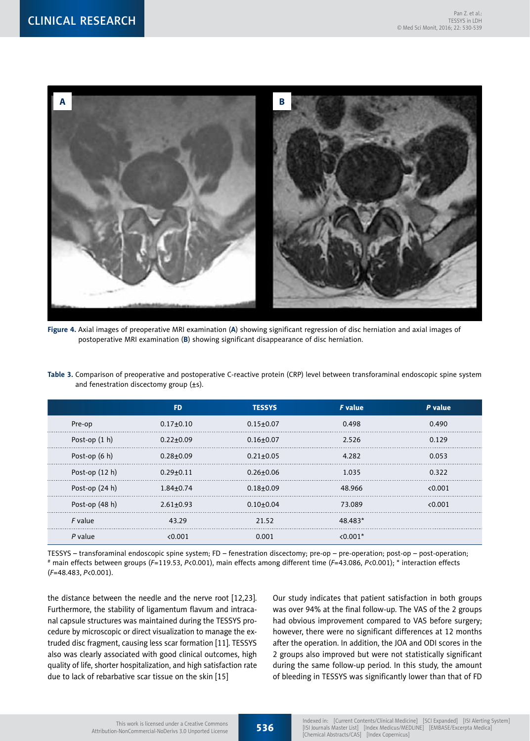**Figure 4.** Axial images of preoperative MRI examination (**A**) showing significant regression of disc herniation and axial images of postoperative MRI examination (**B**) showing significant disappearance of disc herniation.

**Table 3.** Comparison of preoperative and postoperative C-reactive protein (CRP) level between transforaminal endoscopic spine system and fenestration discectomy group (±s).

| | FD | TESSYS | *F* value | *P* value |
|---|---|---|---|---|
| Pre-op | 0.17±0.10 | 0.15±0.07 | 0.498 | 0.490 |
| Post-op (1 h) | 0.22±0.09 | 0.16±0.07 | 2.526 | 0.129 |
| Post-op (6 h) | 0.28±0.09 | 0.21±0.05 | 4.282 | 0.053 |
| Post-op (12 h) | 0.29±0.11 | 0.26±0.06 | 1.035 | 0.322 |
| Post-op (24 h) | 1.84±0.74 | 0.18±0.09 | 48.966 | <0.001 |
| Post-op (48 h) | 2.61±0.93 | 0.10±0.04 | 73.089 | <0.001 |
| *F* value | 43.29 | 21.52 | 48.483* | |
| *P* value | <0.001 | 0.001 | <0.001* | |

TESSYS – transforaminal endoscopic spine system; FD – fenestration discectomy; pre-op – pre-operation; post-op – post-operation; # main effects between groups ($F$=119.53, $P$<0.001), main effects among different time ($F$=43.086, $P$<0.001); * interaction effects ($F$=48.483, $P$<0.001).

the distance between the needle and the nerve root [12,23]. Furthermore, the stability of ligamentum flavum and intracanal capsule structures was maintained during the TESSYS procedure by microscopic or direct visualization to manage the extruded disc fragment, causing less scar formation [11]. TESSYS also was clearly associated with good clinical outcomes, high quality of life, shorter hospitalization, and high satisfaction rate due to lack of rebarbative scar tissue on the skin [15]

Our study indicates that patient satisfaction in both groups was over 94% at the final follow-up. The VAS of the 2 groups had obvious improvement compared to VAS before surgery; however, there were no significant differences at 12 months after the operation. In addition, the JOA and ODI scores in the 2 groups also improved but were not statistically significant during the same follow-up period. In this study, the amount of bleeding in TESSYS was significantly lower than that of FD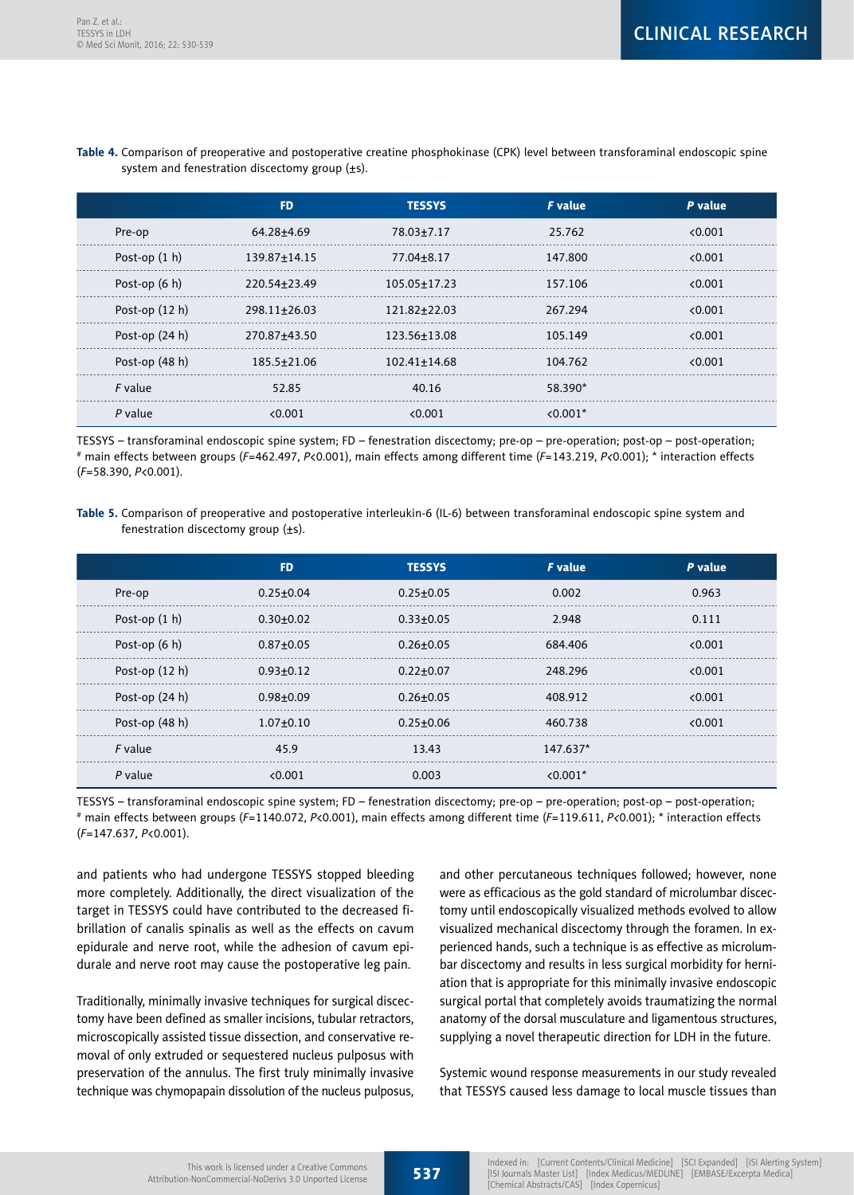**Table 4.** Comparison of preoperative and postoperative creatine phosphokinase (CPK) level between transforaminal endoscopic spine system and fenestration discectomy group (±s).

| | FD | TESSYS | *F* value | *P* value |
|---|---|---|---|---|
| Pre-op | 64.28±4.69 | 78.03±7.17 | 25.762 | <0.001 |
| Post-op (1 h) | 139.87±14.15 | 77.04±8.17 | 147.800 | <0.001 |
| Post-op (6 h) | 220.54±23.49 | 105.05±17.23 | 157.106 | <0.001 |
| Post-op (12 h) | 298.11±26.03 | 121.82±22.03 | 267.294 | <0.001 |
| Post-op (24 h) | 270.87±43.50 | 123.56±13.08 | 105.149 | <0.001 |
| Post-op (48 h) | 185.5±21.06 | 102.41±14.68 | 104.762 | <0.001 |
| *F* value | 52.85 | 40.16 | 58.390* | |
| *P* value | <0.001 | <0.001 | <0.001* | |

TESSYS – transforaminal endoscopic spine system; FD – fenestration discectomy; pre-op – pre-operation; post-op – post-operation; # main effects between groups ($F$=462.497, $P$<0.001), main effects among different time ($F$=143.219, $P$<0.001); * interaction effects ($F$=58.390, $P$<0.001).

**Table 5.** Comparison of preoperative and postoperative interleukin-6 (IL-6) between transforaminal endoscopic spine system and fenestration discectomy group (±s).

| | FD | TESSYS | *F* value | *P* value |
|---|---|---|---|---|
| Pre-op | 0.25±0.04 | 0.25±0.05 | 0.002 | 0.963 |
| Post-op (1 h) | 0.30±0.02 | 0.33±0.05 | 2.948 | 0.111 |
| Post-op (6 h) | 0.87±0.05 | 0.26±0.05 | 684.406 | <0.001 |
| Post-op (12 h) | 0.93±0.12 | 0.22±0.07 | 248.296 | <0.001 |
| Post-op (24 h) | 0.98±0.09 | 0.26±0.05 | 408.912 | <0.001 |
| Post-op (48 h) | 1.07±0.10 | 0.25±0.06 | 460.738 | <0.001 |
| *F* value | 45.9 | 13.43 | 147.637* | |
| *P* value | <0.001 | 0.003 | <0.001* | |

TESSYS – transforaminal endoscopic spine system; FD – fenestration discectomy; pre-op – pre-operation; post-op – post-operation; # main effects between groups ($F$=1140.072, $P$<0.001), main effects among different time ($F$=119.611, $P$<0.001); * interaction effects ($F$=147.637, $P$<0.001).

and patients who had undergone TESSYS stopped bleeding more completely. Additionally, the direct visualization of the target in TESSYS could have contributed to the decreased fibrillation of canalis spinalis as well as the effects on cavum epidurale and nerve root, while the adhesion of cavum epidurale and nerve root may cause the postoperative leg pain.

Traditionally, minimally invasive techniques for surgical discectomy have been defined as smaller incisions, tubular retractors, microscopically assisted tissue dissection, and conservative removal of only extruded or sequestered nucleus pulposus with preservation of the annulus. The first truly minimally invasive technique was chymopapain dissolution of the nucleus pulposus, and other percutaneous techniques followed; however, none were as efficacious as the gold standard of microlumbar discectomy until endoscopically visualized methods evolved to allow visualized mechanical discectomy through the foramen. In experienced hands, such a technique is as effective as microlumbar discectomy and results in less surgical morbidity for herniation that is appropriate for this minimally invasive endoscopic surgical portal that completely avoids traumatizing the normal anatomy of the dorsal musculature and ligamentous structures, supplying a novel therapeutic direction for LDH in the future.

Systemic wound response measurements in our study revealed that TESSYS caused less damage to local muscle tissues than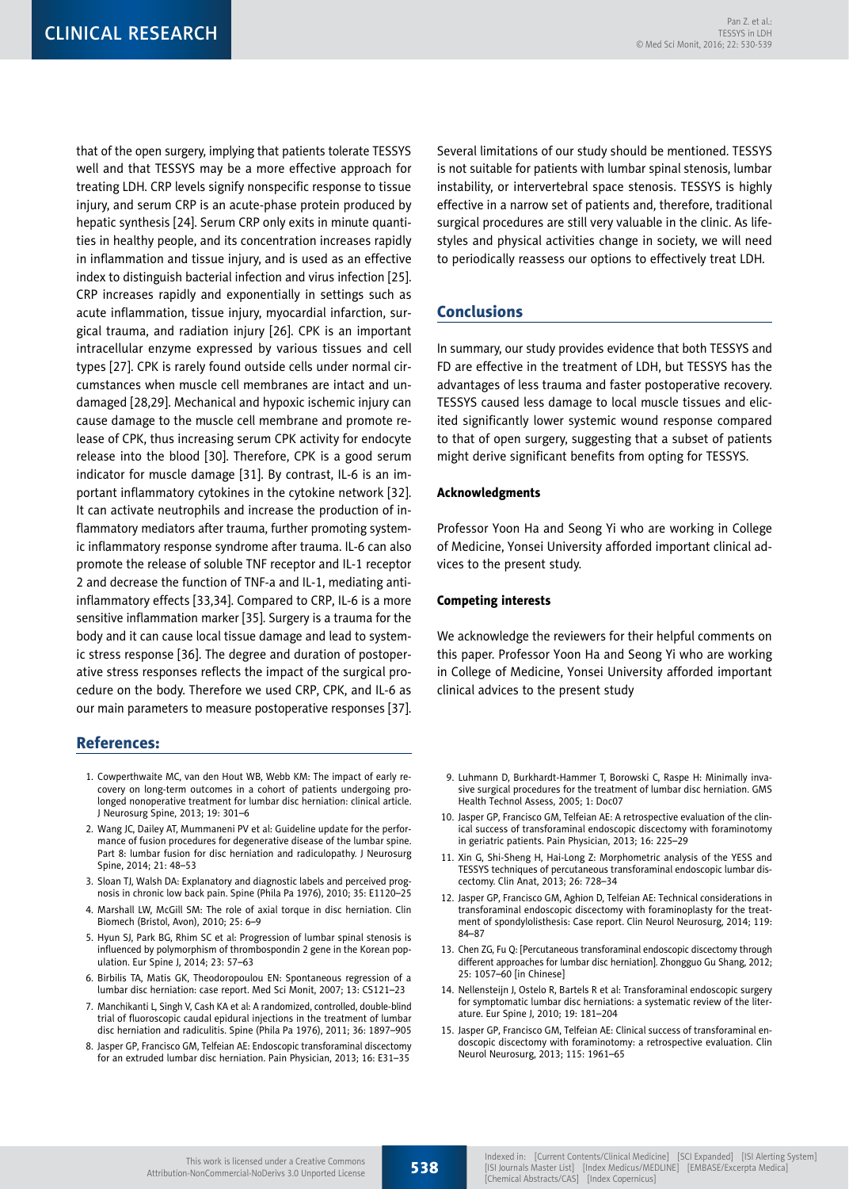that of the open surgery, implying that patients tolerate TESSYS well and that TESSYS may be a more effective approach for treating LDH. CRP levels signify nonspecific response to tissue injury, and serum CRP is an acute-phase protein produced by hepatic synthesis [24]. Serum CRP only exits in minute quantities in healthy people, and its concentration increases rapidly in inflammation and tissue injury, and is used as an effective index to distinguish bacterial infection and virus infection [25]. CRP increases rapidly and exponentially in settings such as acute inflammation, tissue injury, myocardial infarction, surgical trauma, and radiation injury [26]. CPK is an important intracellular enzyme expressed by various tissues and cell types [27]. CPK is rarely found outside cells under normal circumstances when muscle cell membranes are intact and undamaged [28,29]. Mechanical and hypoxic ischemic injury can cause damage to the muscle cell membrane and promote release of CPK, thus increasing serum CPK activity for endocyte release into the blood [30]. Therefore, CPK is a good serum indicator for muscle damage [31]. By contrast, IL-6 is an important inflammatory cytokines in the cytokine network [32]. It can activate neutrophils and increase the production of inflammatory mediators after trauma, further promoting systemic inflammatory response syndrome after trauma. IL-6 can also promote the release of soluble TNF receptor and IL-1 receptor 2 and decrease the function of TNF-a and IL-1, mediating anti-inflammatory effects [33,34]. Compared to CRP, IL-6 is a more sensitive inflammation marker [35]. Surgery is a trauma for the body and it can cause local tissue damage and lead to systemic stress response [36]. The degree and duration of postoperative stress responses reflects the impact of the surgical procedure on the body. Therefore we used CRP, CPK, and IL-6 as our main parameters to measure postoperative responses [37].

Several limitations of our study should be mentioned. TESSYS is not suitable for patients with lumbar spinal stenosis, lumbar instability, or intervertebral space stenosis. TESSYS is highly effective in a narrow set of patients and, therefore, traditional surgical procedures are still very valuable in the clinic. As lifestyles and physical activities change in society, we will need to periodically reassess our options to effectively treat LDH.

## Conclusions

In summary, our study provides evidence that both TESSYS and FD are effective in the treatment of LDH, but TESSYS has the advantages of less trauma and faster postoperative recovery. TESSYS caused less damage to local muscle tissues and elicited significantly lower systemic wound response compared to that of open surgery, suggesting that a subset of patients might derive significant benefits from opting for TESSYS.

#### Acknowledgments

Professor Yoon Ha and Seong Yi who are working in College of Medicine, Yonsei University afforded important clinical advices to the present study.

#### Competing interests

We acknowledge the reviewers for their helpful comments on this paper. Professor Yoon Ha and Seong Yi who are working in College of Medicine, Yonsei University afforded important clinical advices to the present study

## References:

1. Cowperthwaite MC, van den Hout WB, Webb KM: The impact of early recovery on long-term outcomes in a cohort of patients undergoing prolonged nonoperative treatment for lumbar disc herniation: clinical article. J Neurosurg Spine, 2013; 19: 301–6
2. Wang JC, Dailey AT, Mummaneni PV et al: Guideline update for the performance of fusion procedures for degenerative disease of the lumbar spine. Part 8: lumbar fusion for disc herniation and radiculopathy. J Neurosurg Spine, 2014; 21: 48–53
3. Sloan TJ, Walsh DA: Explanatory and diagnostic labels and perceived prognosis in chronic low back pain. Spine (Phila Pa 1976), 2010; 35: E1120–25
4. Marshall LW, McGill SM: The role of axial torque in disc herniation. Clin Biomech (Bristol, Avon), 2010; 25: 6–9
5. Hyun SJ, Park BG, Rhim SC et al: Progression of lumbar spinal stenosis is influenced by polymorphism of thrombospondin 2 gene in the Korean population. Eur Spine J, 2014; 23: 57–63
6. Birbilis TA, Matis GK, Theodoropoulou EN: Spontaneous regression of a lumbar disc herniation: case report. Med Sci Monit, 2007; 13: CS121–23
7. Manchikanti L, Singh V, Cash KA et al: A randomized, controlled, double-blind trial of fluoroscopic caudal epidural injections in the treatment of lumbar disc herniation and radiculitis. Spine (Phila Pa 1976), 2011; 36: 1897–905
8. Jasper GP, Francisco GM, Telfeian AE: Endoscopic transforaminal discectomy for an extruded lumbar disc herniation. Pain Physician, 2013; 16: E31–35
9. Luhmann D, Burkhardt-Hammer T, Borowski C, Raspe H: Minimally invasive surgical procedures for the treatment of lumbar disc herniation. GMS Health Technol Assess, 2005; 1: Doc07
10. Jasper GP, Francisco GM, Telfeian AE: A retrospective evaluation of the clinical success of transforaminal endoscopic discectomy with foraminotomy in geriatric patients. Pain Physician, 2013; 16: 225–29
11. Xin G, Shi-Sheng H, Hai-Long Z: Morphometric analysis of the YESS and TESSYS techniques of percutaneous transforaminal endoscopic lumbar discectomy. Clin Anat, 2013; 26: 728–34
12. Jasper GP, Francisco GM, Aghion D, Telfeian AE: Technical considerations in transforaminal endoscopic discectomy with foraminoplasty for the treatment of spondylolisthesis: Case report. Clin Neurol Neurosurg, 2014; 119: 84–87
13. Chen ZG, Fu Q: [Percutaneous transforaminal endoscopic discectomy through different approaches for lumbar disc herniation]. Zhongguo Gu Shang, 2012; 25: 1057–60 [in Chinese]
14. Nellensteijn J, Ostelo R, Bartels R et al: Transforaminal endoscopic surgery for symptomatic lumbar disc herniations: a systematic review of the literature. Eur Spine J, 2010; 19: 181–204
15. Jasper GP, Francisco GM, Telfeian AE: Clinical success of transforaminal endoscopic discectomy with foraminotomy: a retrospective evaluation. Clin Neurol Neurosurg, 2013; 115: 1961–65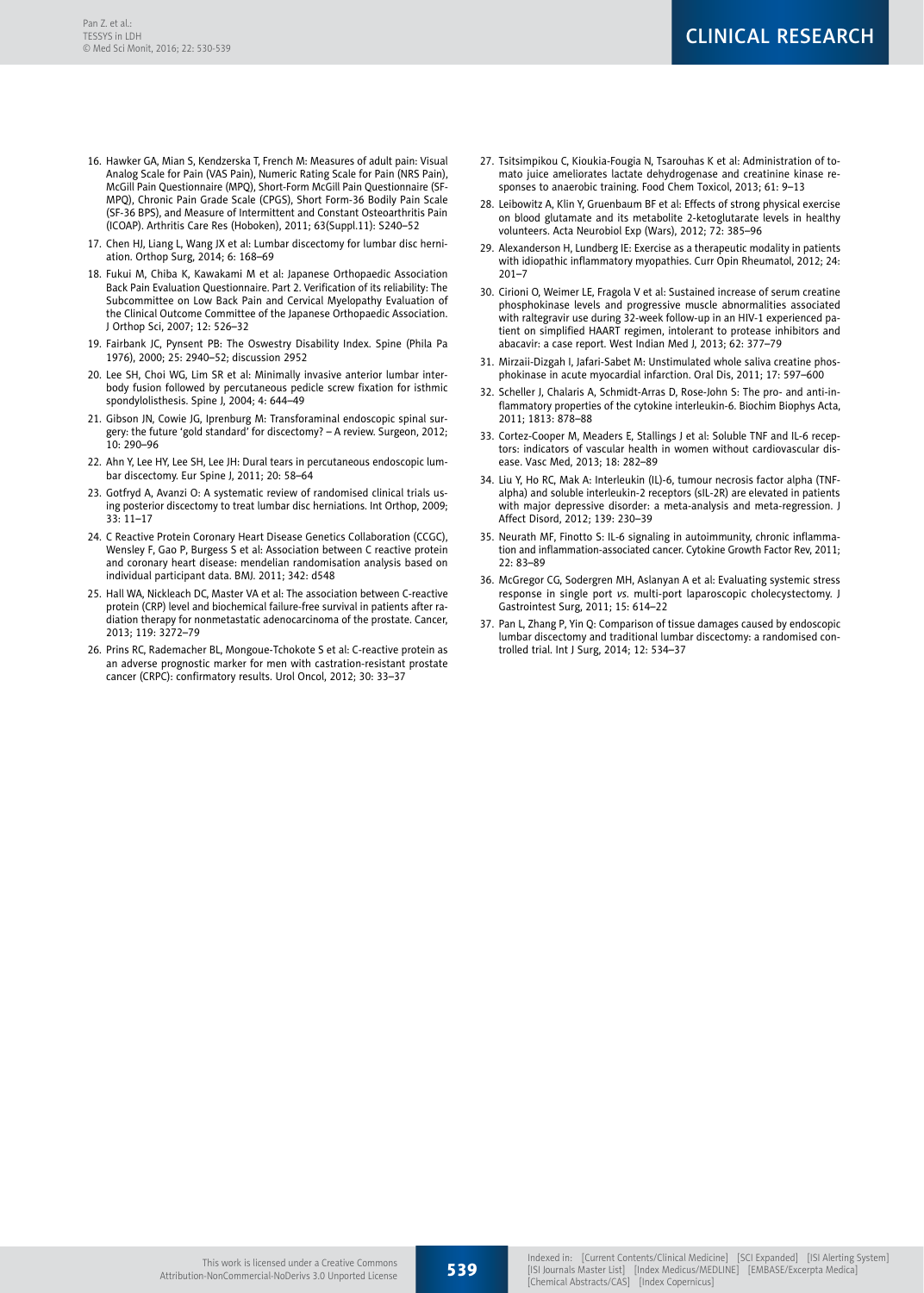16. Hawker GA, Mian S, Kendzerska T, French M: Measures of adult pain: Visual Analog Scale for Pain (VAS Pain), Numeric Rating Scale for Pain (NRS Pain), McGill Pain Questionnaire (MPQ), Short-Form McGill Pain Questionnaire (SF-MPQ), Chronic Pain Grade Scale (CPGS), Short Form-36 Bodily Pain Scale (SF-36 BPS), and Measure of Intermittent and Constant Osteoarthritis Pain (ICOAP). Arthritis Care Res (Hoboken), 2011; 63(Suppl.11): S240–52
17. Chen HJ, Liang L, Wang JX et al: Lumbar discectomy for lumbar disc herniation. Orthop Surg, 2014; 6: 168–69
18. Fukui M, Chiba K, Kawakami M et al: Japanese Orthopaedic Association Back Pain Evaluation Questionnaire. Part 2. Verification of its reliability: The Subcommittee on Low Back Pain and Cervical Myelopathy Evaluation of the Clinical Outcome Committee of the Japanese Orthopaedic Association. J Orthop Sci, 2007; 12: 526–32
19. Fairbank JC, Pynsent PB: The Oswestry Disability Index. Spine (Phila Pa 1976), 2000; 25: 2940–52; discussion 2952
20. Lee SH, Choi WG, Lim SR et al: Minimally invasive anterior lumbar interbody fusion followed by percutaneous pedicle screw fixation for isthmic spondylolisthesis. Spine J, 2004; 4: 644–49
21. Gibson JN, Cowie JG, Iprenburg M: Transforaminal endoscopic spinal surgery: the future 'gold standard' for discectomy? – A review. Surgeon, 2012; 10: 290–96
22. Ahn Y, Lee HY, Lee SH, Lee JH: Dural tears in percutaneous endoscopic lumbar discectomy. Eur Spine J, 2011; 20: 58–64
23. Gotfryd A, Avanzi O: A systematic review of randomised clinical trials using posterior discectomy to treat lumbar disc herniations. Int Orthop, 2009; 33: 11–17
24. C Reactive Protein Coronary Heart Disease Genetics Collaboration (CCGC), Wensley F, Gao P, Burgess S et al: Association between C reactive protein and coronary heart disease: mendelian randomisation analysis based on individual participant data. BMJ. 2011; 342: d548
25. Hall WA, Nickleach DC, Master VA et al: The association between C-reactive protein (CRP) level and biochemical failure-free survival in patients after radiation therapy for nonmetastatic adenocarcinoma of the prostate. Cancer, 2013; 119: 3272–79
26. Prins RC, Rademacher BL, Mongoue-Tchokote S et al: C-reactive protein as an adverse prognostic marker for men with castration-resistant prostate cancer (CRPC): confirmatory results. Urol Oncol, 2012; 30: 33–37
27. Tsitsimpikou C, Kioukia-Fougia N, Tsarouhas K et al: Administration of tomato juice ameliorates lactate dehydrogenase and creatinine kinase responses to anaerobic training. Food Chem Toxicol, 2013; 61: 9–13
28. Leibowitz A, Klin Y, Gruenbaum BF et al: Effects of strong physical exercise on blood glutamate and its metabolite 2-ketoglutarate levels in healthy volunteers. Acta Neurobiol Exp (Wars), 2012; 72: 385–96
29. Alexanderson H, Lundberg IE: Exercise as a therapeutic modality in patients with idiopathic inflammatory myopathies. Curr Opin Rheumatol, 2012; 24: 201–7
30. Cirioni O, Weimer LE, Fragola V et al: Sustained increase of serum creatine phosphokinase levels and progressive muscle abnormalities associated with raltegravir use during 32-week follow-up in an HIV-1 experienced patient on simplified HAART regimen, intolerant to protease inhibitors and abacavir: a case report. West Indian Med J, 2013; 62: 377–79
31. Mirzaii-Dizgah I, Jafari-Sabet M: Unstimulated whole saliva creatine phosphokinase in acute myocardial infarction. Oral Dis, 2011; 17: 597–600
32. Scheller J, Chalaris A, Schmidt-Arras D, Rose-John S: The pro- and anti-inflammatory properties of the cytokine interleukin-6. Biochim Biophys Acta, 2011; 1813: 878–88
33. Cortez-Cooper M, Meaders E, Stallings J et al: Soluble TNF and IL-6 receptors: indicators of vascular health in women without cardiovascular disease. Vasc Med, 2013; 18: 282–89
34. Liu Y, Ho RC, Mak A: Interleukin (IL)-6, tumour necrosis factor alpha (TNF-alpha) and soluble interleukin-2 receptors (sIL-2R) are elevated in patients with major depressive disorder: a meta-analysis and meta-regression. J Affect Disord, 2012; 139: 230–39
35. Neurath MF, Finotto S: IL-6 signaling in autoimmunity, chronic inflammation and inflammation-associated cancer. Cytokine Growth Factor Rev, 2011; 22: 83–89
36. McGregor CG, Sodergren MH, Aslanyan A et al: Evaluating systemic stress response in single port *vs.* multi-port laparoscopic cholecystectomy. J Gastrointest Surg, 2011; 15: 614–22
37. Pan L, Zhang P, Yin Q: Comparison of tissue damages caused by endoscopic lumbar discectomy and traditional lumbar discectomy: a randomised controlled trial. Int J Surg, 2014; 12: 534–37